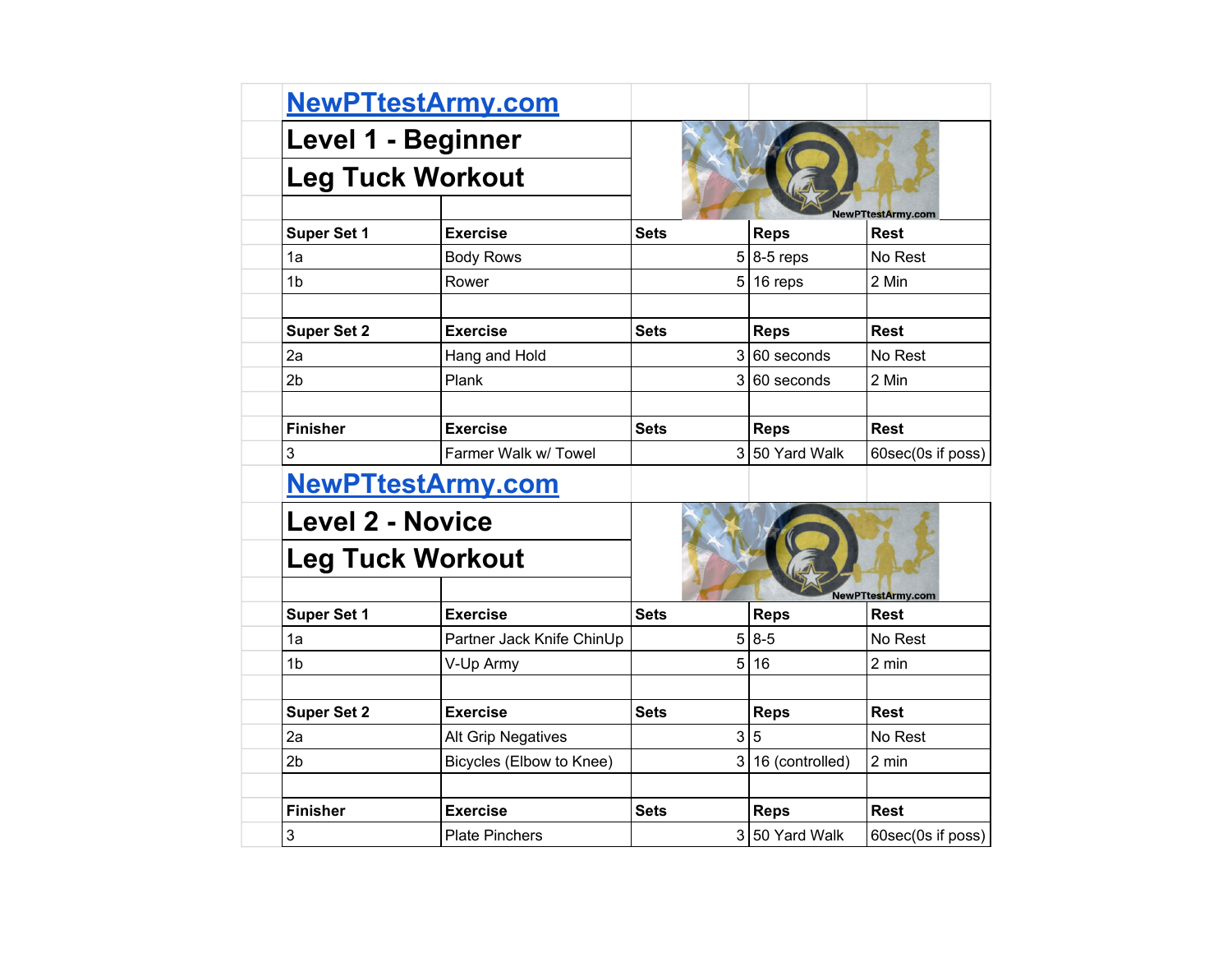NewPTtestArmy.com

# Level 1 - Beginner
## Leg Tuck Workout

| Super Set 1 | Exercise | Sets | Reps | Rest |
|---|---|---|---|---|
| 1a | Body Rows | 5 | 8-5 reps | No Rest |
| 1b | Rower | 5 | 16 reps | 2 Min |

| Super Set 2 | Exercise | Sets | Reps | Rest |
|---|---|---|---|---|
| 2a | Hang and Hold | 3 | 60 seconds | No Rest |
| 2b | Plank | 3 | 60 seconds | 2 Min |

| Finisher | Exercise | Sets | Reps | Rest |
|---|---|---|---|---|
| 3 | Farmer Walk w/ Towel | 3 | 50 Yard Walk | 60sec(0s if poss) |

NewPTtestArmy.com

# Level 2 - Novice
## Leg Tuck Workout

| Super Set 1 | Exercise | Sets | Reps | Rest |
|---|---|---|---|---|
| 1a | Partner Jack Knife ChinUp | 5 | 8-5 | No Rest |
| 1b | V-Up Army | 5 | 16 | 2 min |

| Super Set 2 | Exercise | Sets | Reps | Rest |
|---|---|---|---|---|
| 2a | Alt Grip Negatives | 3 | 5 | No Rest |
| 2b | Bicycles (Elbow to Knee) | 3 | 16 (controlled) | 2 min |

| Finisher | Exercise | Sets | Reps | Rest |
|---|---|---|---|---|
| 3 | Plate Pinchers | 3 | 50 Yard Walk | 60sec(0s if poss) |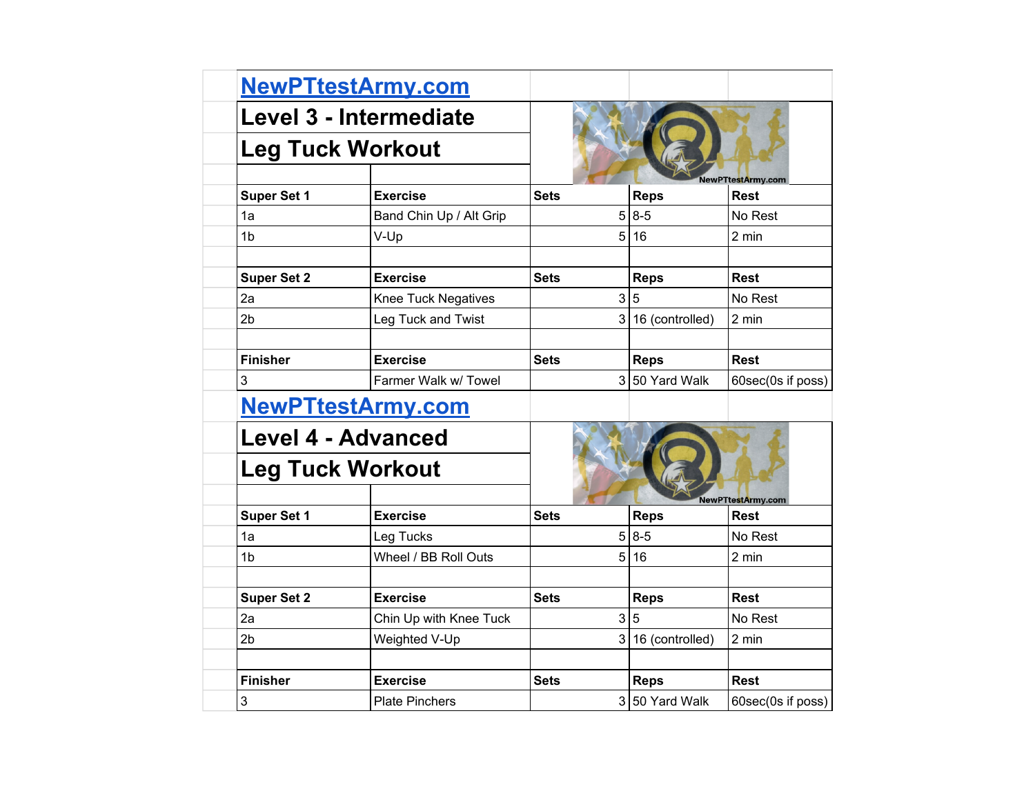NewPTtestArmy.com

# Level 3 - Intermediate

## Leg Tuck Workout

| Super Set 1 | Exercise | Sets | Reps | Rest |
|---|---|---|---|---|
| 1a | Band Chin Up / Alt Grip | 5 | 8-5 | No Rest |
| 1b | V-Up | 5 | 16 | 2 min |

| Super Set 2 | Exercise | Sets | Reps | Rest |
|---|---|---|---|---|
| 2a | Knee Tuck Negatives | 3 | 5 | No Rest |
| 2b | Leg Tuck and Twist | 3 | 16 (controlled) | 2 min |

| Finisher | Exercise | Sets | Reps | Rest |
|---|---|---|---|---|
| 3 | Farmer Walk w/ Towel | 3 | 50 Yard Walk | 60sec(0s if poss) |

NewPTtestArmy.com

# Level 4 - Advanced

## Leg Tuck Workout

| Super Set 1 | Exercise | Sets | Reps | Rest |
|---|---|---|---|---|
| 1a | Leg Tucks | 5 | 8-5 | No Rest |
| 1b | Wheel / BB Roll Outs | 5 | 16 | 2 min |

| Super Set 2 | Exercise | Sets | Reps | Rest |
|---|---|---|---|---|
| 2a | Chin Up with Knee Tuck | 3 | 5 | No Rest |
| 2b | Weighted V-Up | 3 | 16 (controlled) | 2 min |

| Finisher | Exercise | Sets | Reps | Rest |
|---|---|---|---|---|
| 3 | Plate Pinchers | 3 | 50 Yard Walk | 60sec(0s if poss) |